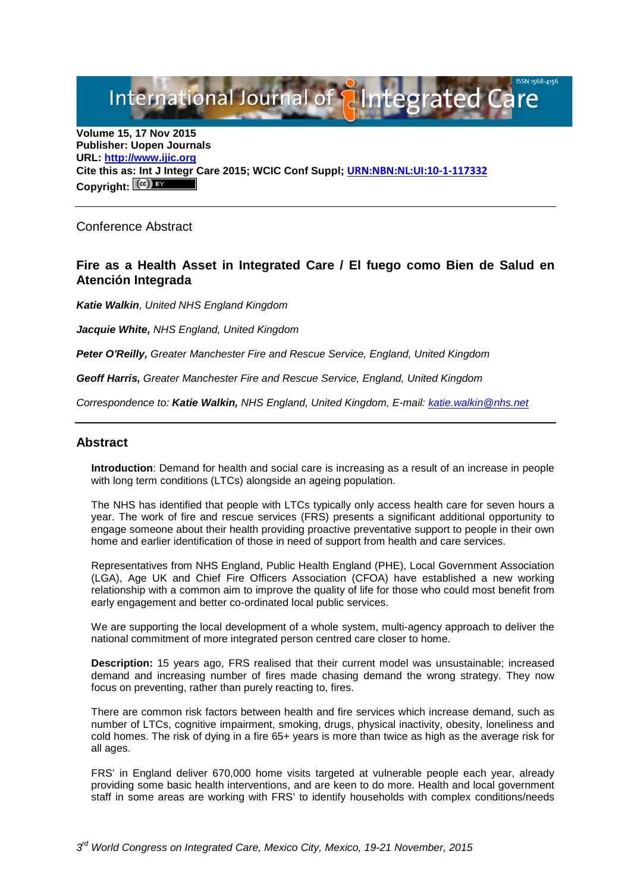International Journal of Integrated Care

**Volume 15, 17 Nov 2015**
**Publisher: Uopen Journals**
**URL: [http://www.ijic.org](http://www.ijic.org)**
**Cite this as: Int J Integr Care 2015; WCIC Conf Suppl; URN:NBN:NL:UI:10-1-117332**
**Copyright:**

---

Conference Abstract

## Fire as a Health Asset in Integrated Care / El fuego como Bien de Salud en Atención Integrada

***Katie Walkin****, United NHS England Kingdom*

***Jacquie White,*** *NHS England, United Kingdom*

***Peter O'Reilly,*** *Greater Manchester Fire and Rescue Service, England, United Kingdom*

***Geoff Harris,*** *Greater Manchester Fire and Rescue Service, England, United Kingdom*

*Correspondence to:* ***Katie Walkin,*** *NHS England, United Kingdom, E-mail: katie.walkin@nhs.net*

---

## Abstract

**Introduction**: Demand for health and social care is increasing as a result of an increase in people with long term conditions (LTCs) alongside an ageing population.

The NHS has identified that people with LTCs typically only access health care for seven hours a year. The work of fire and rescue services (FRS) presents a significant additional opportunity to engage someone about their health providing proactive preventative support to people in their own home and earlier identification of those in need of support from health and care services.

Representatives from NHS England, Public Health England (PHE), Local Government Association (LGA), Age UK and Chief Fire Officers Association (CFOA) have established a new working relationship with a common aim to improve the quality of life for those who could most benefit from early engagement and better co-ordinated local public services.

We are supporting the local development of a whole system, multi-agency approach to deliver the national commitment of more integrated person centred care closer to home.

**Description:** 15 years ago, FRS realised that their current model was unsustainable; increased demand and increasing number of fires made chasing demand the wrong strategy. They now focus on preventing, rather than purely reacting to, fires.

There are common risk factors between health and fire services which increase demand, such as number of LTCs, cognitive impairment, smoking, drugs, physical inactivity, obesity, loneliness and cold homes. The risk of dying in a fire 65+ years is more than twice as high as the average risk for all ages.

FRS' in England deliver 670,000 home visits targeted at vulnerable people each year, already providing some basic health interventions, and are keen to do more. Health and local government staff in some areas are working with FRS' to identify households with complex conditions/needs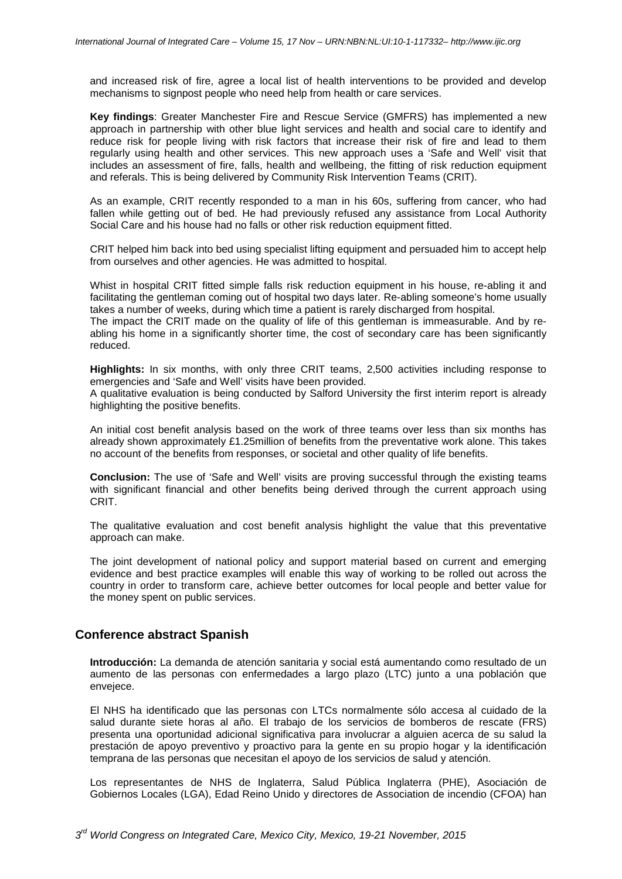and increased risk of fire, agree a local list of health interventions to be provided and develop mechanisms to signpost people who need help from health or care services.

**Key findings**: Greater Manchester Fire and Rescue Service (GMFRS) has implemented a new approach in partnership with other blue light services and health and social care to identify and reduce risk for people living with risk factors that increase their risk of fire and lead to them regularly using health and other services. This new approach uses a 'Safe and Well' visit that includes an assessment of fire, falls, health and wellbeing, the fitting of risk reduction equipment and referals. This is being delivered by Community Risk Intervention Teams (CRIT).

As an example, CRIT recently responded to a man in his 60s, suffering from cancer, who had fallen while getting out of bed. He had previously refused any assistance from Local Authority Social Care and his house had no falls or other risk reduction equipment fitted.

CRIT helped him back into bed using specialist lifting equipment and persuaded him to accept help from ourselves and other agencies. He was admitted to hospital.

Whist in hospital CRIT fitted simple falls risk reduction equipment in his house, re-abling it and facilitating the gentleman coming out of hospital two days later. Re-abling someone's home usually takes a number of weeks, during which time a patient is rarely discharged from hospital.
The impact the CRIT made on the quality of life of this gentleman is immeasurable. And by re-abling his home in a significantly shorter time, the cost of secondary care has been significantly reduced.

**Highlights:** In six months, with only three CRIT teams, 2,500 activities including response to emergencies and 'Safe and Well' visits have been provided.
A qualitative evaluation is being conducted by Salford University the first interim report is already highlighting the positive benefits.

An initial cost benefit analysis based on the work of three teams over less than six months has already shown approximately £1.25million of benefits from the preventative work alone. This takes no account of the benefits from responses, or societal and other quality of life benefits.

**Conclusion:** The use of 'Safe and Well' visits are proving successful through the existing teams with significant financial and other benefits being derived through the current approach using CRIT.

The qualitative evaluation and cost benefit analysis highlight the value that this preventative approach can make.

The joint development of national policy and support material based on current and emerging evidence and best practice examples will enable this way of working to be rolled out across the country in order to transform care, achieve better outcomes for local people and better value for the money spent on public services.

## Conference abstract Spanish

**Introducción:** La demanda de atención sanitaria y social está aumentando como resultado de un aumento de las personas con enfermedades a largo plazo (LTC) junto a una población que envejece.

El NHS ha identificado que las personas con LTCs normalmente sólo accesa al cuidado de la salud durante siete horas al año. El trabajo de los servicios de bomberos de rescate (FRS) presenta una oportunidad adicional significativa para involucrar a alguien acerca de su salud la prestación de apoyo preventivo y proactivo para la gente en su propio hogar y la identificación temprana de las personas que necesitan el apoyo de los servicios de salud y atención.

Los representantes de NHS de Inglaterra, Salud Pública Inglaterra (PHE), Asociación de Gobiernos Locales (LGA), Edad Reino Unido y directores de Association de incendio (CFOA) han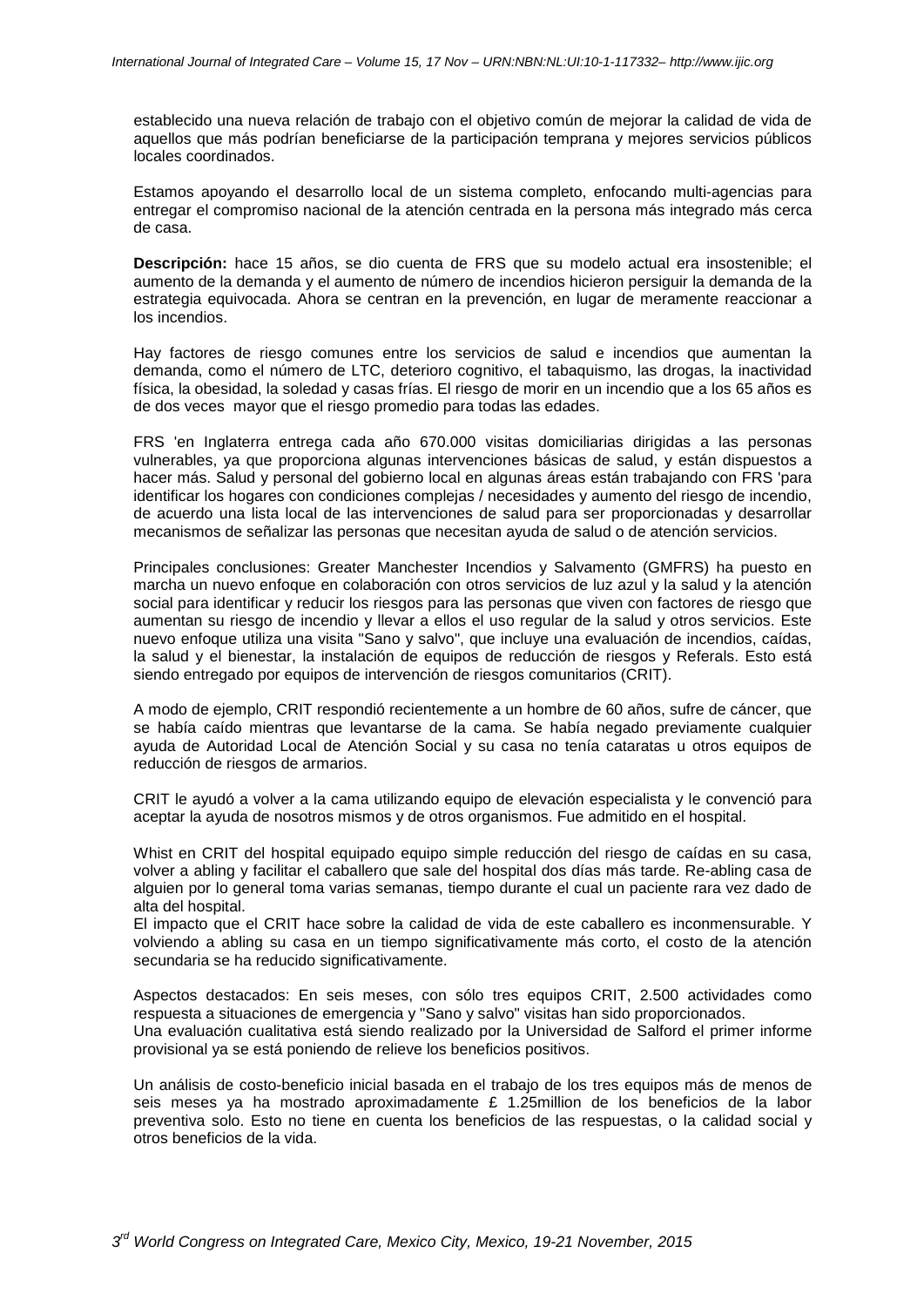establecido una nueva relación de trabajo con el objetivo común de mejorar la calidad de vida de aquellos que más podrían beneficiarse de la participación temprana y mejores servicios públicos locales coordinados.

Estamos apoyando el desarrollo local de un sistema completo, enfocando multi-agencias para entregar el compromiso nacional de la atención centrada en la persona más integrado más cerca de casa.

**Descripción:** hace 15 años, se dio cuenta de FRS que su modelo actual era insostenible; el aumento de la demanda y el aumento de número de incendios hicieron persiguir la demanda de la estrategia equivocada. Ahora se centran en la prevención, en lugar de meramente reaccionar a los incendios.

Hay factores de riesgo comunes entre los servicios de salud e incendios que aumentan la demanda, como el número de LTC, deterioro cognitivo, el tabaquismo, las drogas, la inactividad física, la obesidad, la soledad y casas frías. El riesgo de morir en un incendio que a los 65 años es de dos veces mayor que el riesgo promedio para todas las edades.

FRS 'en Inglaterra entrega cada año 670.000 visitas domiciliarias dirigidas a las personas vulnerables, ya que proporciona algunas intervenciones básicas de salud, y están dispuestos a hacer más. Salud y personal del gobierno local en algunas áreas están trabajando con FRS 'para identificar los hogares con condiciones complejas / necesidades y aumento del riesgo de incendio, de acuerdo una lista local de las intervenciones de salud para ser proporcionadas y desarrollar mecanismos de señalizar las personas que necesitan ayuda de salud o de atención servicios.

Principales conclusiones: Greater Manchester Incendios y Salvamento (GMFRS) ha puesto en marcha un nuevo enfoque en colaboración con otros servicios de luz azul y la salud y la atención social para identificar y reducir los riesgos para las personas que viven con factores de riesgo que aumentan su riesgo de incendio y llevar a ellos el uso regular de la salud y otros servicios. Este nuevo enfoque utiliza una visita "Sano y salvo", que incluye una evaluación de incendios, caídas, la salud y el bienestar, la instalación de equipos de reducción de riesgos y Referals. Esto está siendo entregado por equipos de intervención de riesgos comunitarios (CRIT).

A modo de ejemplo, CRIT respondió recientemente a un hombre de 60 años, sufre de cáncer, que se había caído mientras que levantarse de la cama. Se había negado previamente cualquier ayuda de Autoridad Local de Atención Social y su casa no tenía cataratas u otros equipos de reducción de riesgos de armarios.

CRIT le ayudó a volver a la cama utilizando equipo de elevación especialista y le convenció para aceptar la ayuda de nosotros mismos y de otros organismos. Fue admitido en el hospital.

Whist en CRIT del hospital equipado equipo simple reducción del riesgo de caídas en su casa, volver a abling y facilitar el caballero que sale del hospital dos días más tarde. Re-abling casa de alguien por lo general toma varias semanas, tiempo durante el cual un paciente rara vez dado de alta del hospital.
El impacto que el CRIT hace sobre la calidad de vida de este caballero es inconmensurable. Y volviendo a abling su casa en un tiempo significativamente más corto, el costo de la atención secundaria se ha reducido significativamente.

Aspectos destacados: En seis meses, con sólo tres equipos CRIT, 2.500 actividades como respuesta a situaciones de emergencia y "Sano y salvo" visitas han sido proporcionados.
Una evaluación cualitativa está siendo realizado por la Universidad de Salford el primer informe provisional ya se está poniendo de relieve los beneficios positivos.

Un análisis de costo-beneficio inicial basada en el trabajo de los tres equipos más de menos de seis meses ya ha mostrado aproximadamente £ 1.25million de los beneficios de la labor preventiva solo. Esto no tiene en cuenta los beneficios de las respuestas, o la calidad social y otros beneficios de la vida.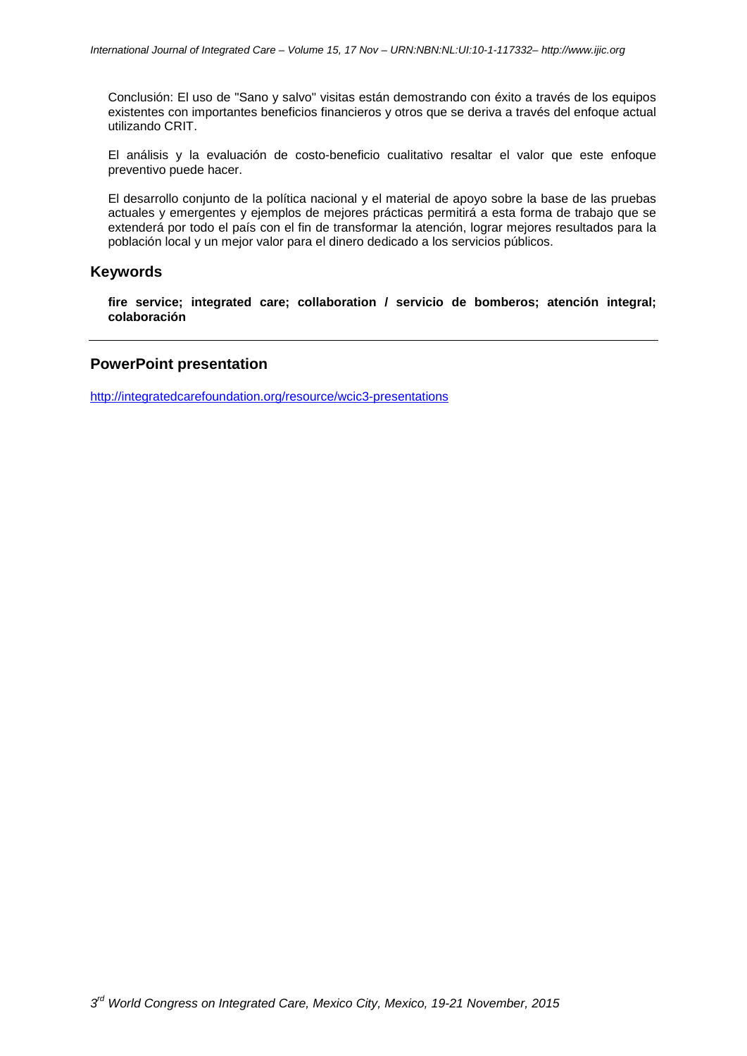Conclusión: El uso de "Sano y salvo" visitas están demostrando con éxito a través de los equipos existentes con importantes beneficios financieros y otros que se deriva a través del enfoque actual utilizando CRIT.

El análisis y la evaluación de costo-beneficio cualitativo resaltar el valor que este enfoque preventivo puede hacer.

El desarrollo conjunto de la política nacional y el material de apoyo sobre la base de las pruebas actuales y emergentes y ejemplos de mejores prácticas permitirá a esta forma de trabajo que se extenderá por todo el país con el fin de transformar la atención, lograr mejores resultados para la población local y un mejor valor para el dinero dedicado a los servicios públicos.

## Keywords

**fire service; integrated care; collaboration / servicio de bomberos; atención integral; colaboración**

---

## PowerPoint presentation

http://integratedcarefoundation.org/resource/wcic3-presentations